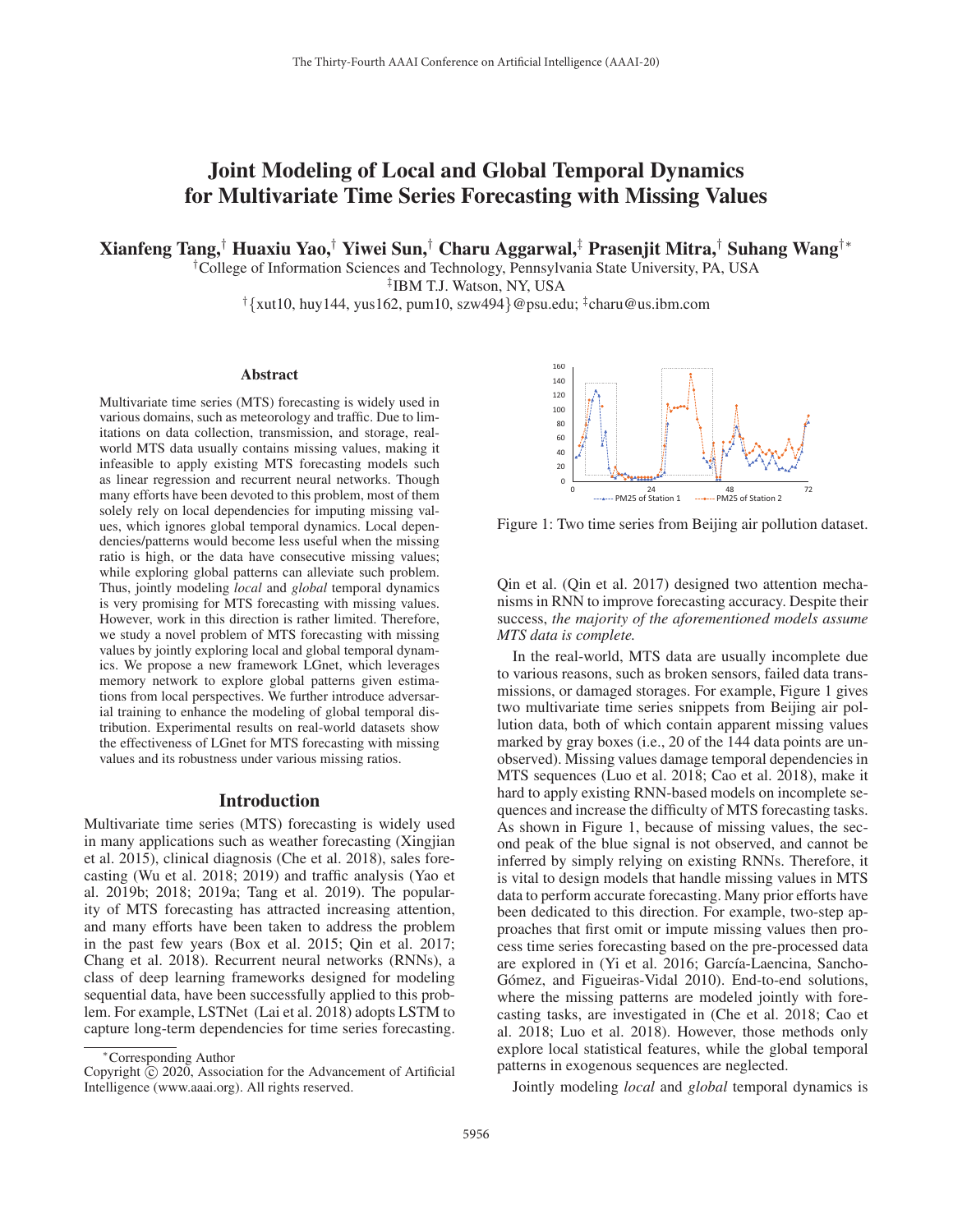# Joint Modeling of Local and Global Temporal Dynamics for Multivariate Time Series Forecasting with Missing Values

**Xianfeng Tang,[†] Huaxiu Yao,[†] Yiwei Sun,[†] Charu Aggarwal,[‡] Prasenjit Mitra,[†] Suhang Wang[†*]**

[†]College of Information Sciences and Technology, Pennsylvania State University, PA, USA
[‡]IBM T.J. Watson, NY, USA
[†]{xut10, huy144, yus162, pum10, szw494}@psu.edu; [‡]charu@us.ibm.com

## Abstract

Multivariate time series (MTS) forecasting is widely used in various domains, such as meteorology and traffic. Due to limitations on data collection, transmission, and storage, real-world MTS data usually contains missing values, making it infeasible to apply existing MTS forecasting models such as linear regression and recurrent neural networks. Though many efforts have been devoted to this problem, most of them solely rely on local dependencies for imputing missing values, which ignores global temporal dynamics. Local dependencies/patterns would become less useful when the missing ratio is high, or the data have consecutive missing values; while exploring global patterns can alleviate such problem. Thus, jointly modeling *local* and *global* temporal dynamics is very promising for MTS forecasting with missing values. However, work in this direction is rather limited. Therefore, we study a novel problem of MTS forecasting with missing values by jointly exploring local and global temporal dynamics. We propose a new framework LGnet, which leverages memory network to explore global patterns given estimations from local perspectives. We further introduce adversarial training to enhance the modeling of global temporal distribution. Experimental results on real-world datasets show the effectiveness of LGnet for MTS forecasting with missing values and its robustness under various missing ratios.

## Introduction

Multivariate time series (MTS) forecasting is widely used in many applications such as weather forecasting (Xingjian et al. 2015), clinical diagnosis (Che et al. 2018), sales forecasting (Wu et al. 2018; 2019) and traffic analysis (Yao et al. 2019b; 2018; 2019a; Tang et al. 2019). The popularity of MTS forecasting has attracted increasing attention, and many efforts have been taken to address the problem in the past few years (Box et al. 2015; Qin et al. 2017; Chang et al. 2018). Recurrent neural networks (RNNs), a class of deep learning frameworks designed for modeling sequential data, have been successfully applied to this problem. For example, LSTNet (Lai et al. 2018) adopts LSTM to capture long-term dependencies for time series forecasting. Qin et al. (Qin et al. 2017) designed two attention mechanisms in RNN to improve forecasting accuracy. Despite their success, *the majority of the aforementioned models assume MTS data is complete.*

Figure 1: Two time series from Beijing air pollution dataset.

In the real-world, MTS data are usually incomplete due to various reasons, such as broken sensors, failed data transmissions, or damaged storages. For example, Figure 1 gives two multivariate time series snippets from Beijing air pollution data, both of which contain apparent missing values marked by gray boxes (i.e., 20 of the 144 data points are unobserved). Missing values damage temporal dependencies in MTS sequences (Luo et al. 2018; Cao et al. 2018), make it hard to apply existing RNN-based models on incomplete sequences and increase the difficulty of MTS forecasting tasks. As shown in Figure 1, because of missing values, the second peak of the blue signal is not observed, and cannot be inferred by simply relying on existing RNNs. Therefore, it is vital to design models that handle missing values in MTS data to perform accurate forecasting. Many prior efforts have been dedicated to this direction. For example, two-step approaches that first omit or impute missing values then process time series forecasting based on the pre-processed data are explored in (Yi et al. 2016; García-Laencina, Sancho-Gómez, and Figueiras-Vidal 2010). End-to-end solutions, where the missing patterns are modeled jointly with forecasting tasks, are investigated in (Che et al. 2018; Cao et al. 2018; Luo et al. 2018). However, those methods only explore local statistical features, while the global temporal patterns in exogenous sequences are neglected.

Jointly modeling *local* and *global* temporal dynamics is

---

*Corresponding Author
Copyright © 2020, Association for the Advancement of Artificial Intelligence (www.aaai.org). All rights reserved.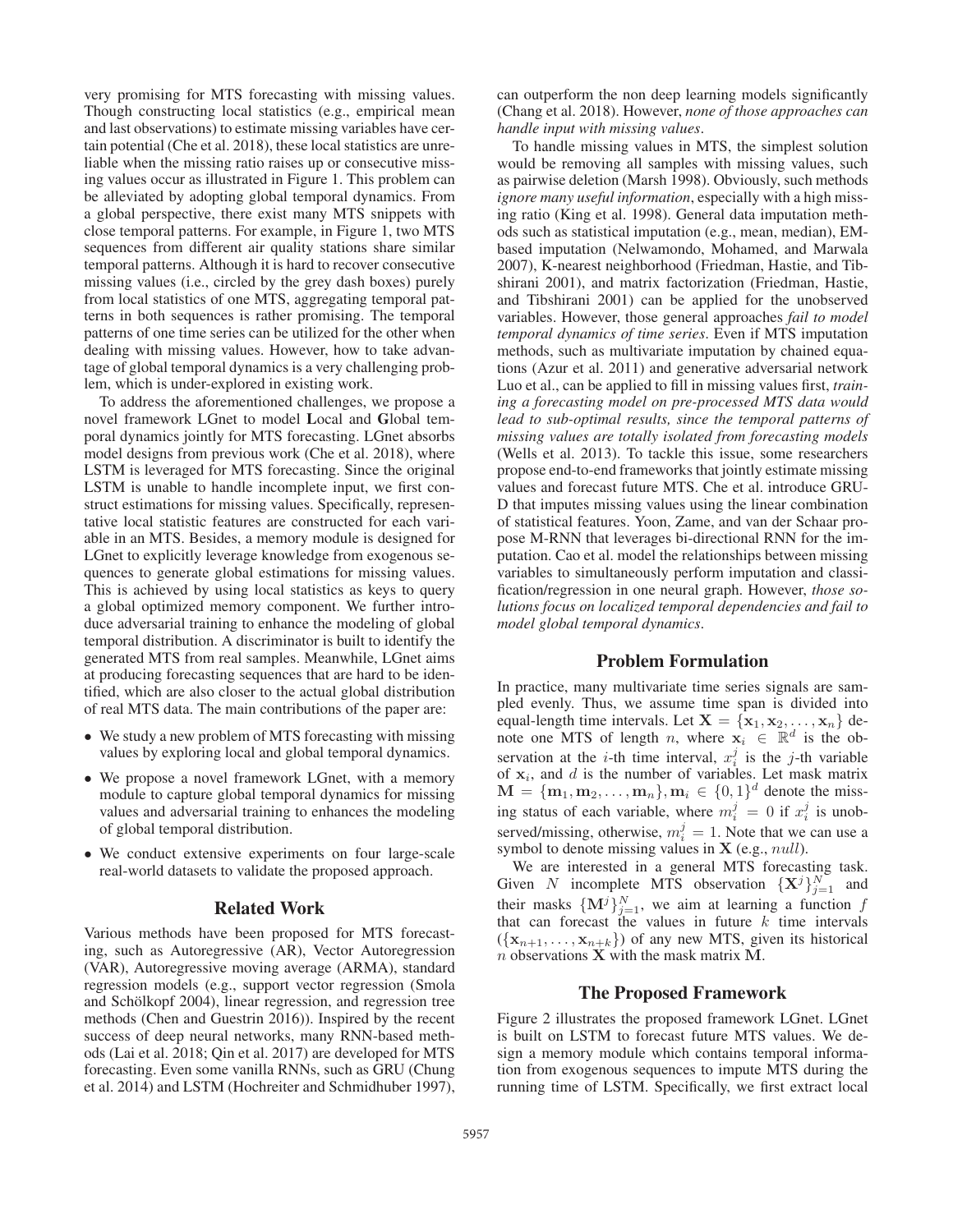very promising for MTS forecasting with missing values. Though constructing local statistics (e.g., empirical mean and last observations) to estimate missing variables have certain potential (Che et al. 2018), these local statistics are unreliable when the missing ratio raises up or consecutive missing values occur as illustrated in Figure 1. This problem can be alleviated by adopting global temporal dynamics. From a global perspective, there exist many MTS snippets with close temporal patterns. For example, in Figure 1, two MTS sequences from different air quality stations share similar temporal patterns. Although it is hard to recover consecutive missing values (i.e., circled by the grey dash boxes) purely from local statistics of one MTS, aggregating temporal patterns in both sequences is rather promising. The temporal patterns of one time series can be utilized for the other when dealing with missing values. However, how to take advantage of global temporal dynamics is a very challenging problem, which is under-explored in existing work.

To address the aforementioned challenges, we propose a novel framework LGnet to model **L**ocal and **G**lobal temporal dynamics jointly for MTS forecasting. LGnet absorbs model designs from previous work (Che et al. 2018), where LSTM is leveraged for MTS forecasting. Since the original LSTM is unable to handle incomplete input, we first construct estimations for missing values. Specifically, representative local statistic features are constructed for each variable in an MTS. Besides, a memory module is designed for LGnet to explicitly leverage knowledge from exogenous sequences to generate global estimations for missing values. This is achieved by using local statistics as keys to query a global optimized memory component. We further introduce adversarial training to enhance the modeling of global temporal distribution. A discriminator is built to identify the generated MTS from real samples. Meanwhile, LGnet aims at producing forecasting sequences that are hard to be identified, which are also closer to the actual global distribution of real MTS data. The main contributions of the paper are:

- We study a new problem of MTS forecasting with missing values by exploring local and global temporal dynamics.
- We propose a novel framework LGnet, with a memory module to capture global temporal dynamics for missing values and adversarial training to enhances the modeling of global temporal distribution.
- We conduct extensive experiments on four large-scale real-world datasets to validate the proposed approach.

## Related Work

Various methods have been proposed for MTS forecasting, such as Autoregressive (AR), Vector Autoregression (VAR), Autoregressive moving average (ARMA), standard regression models (e.g., support vector regression (Smola and Schölkopf 2004), linear regression, and regression tree methods (Chen and Guestrin 2016)). Inspired by the recent success of deep neural networks, many RNN-based methods (Lai et al. 2018; Qin et al. 2017) are developed for MTS forecasting. Even some vanilla RNNs, such as GRU (Chung et al. 2014) and LSTM (Hochreiter and Schmidhuber 1997), can outperform the non deep learning models significantly (Chang et al. 2018). However, *none of those approaches can handle input with missing values*.

To handle missing values in MTS, the simplest solution would be removing all samples with missing values, such as pairwise deletion (Marsh 1998). Obviously, such methods *ignore many useful information*, especially with a high missing ratio (King et al. 1998). General data imputation methods such as statistical imputation (e.g., mean, median), EM-based imputation (Nelwamondo, Mohamed, and Marwala 2007), K-nearest neighborhood (Friedman, Hastie, and Tibshirani 2001), and matrix factorization (Friedman, Hastie, and Tibshirani 2001) can be applied for the unobserved variables. However, those general approaches *fail to model temporal dynamics of time series*. Even if MTS imputation methods, such as multivariate imputation by chained equations (Azur et al. 2011) and generative adversarial network Luo et al., can be applied to fill in missing values first, *training a forecasting model on pre-processed MTS data would lead to sub-optimal results, since the temporal patterns of missing values are totally isolated from forecasting models* (Wells et al. 2013). To tackle this issue, some researchers propose end-to-end frameworks that jointly estimate missing values and forecast future MTS. Che et al. introduce GRU-D that imputes missing values using the linear combination of statistical features. Yoon, Zame, and van der Schaar propose M-RNN that leverages bi-directional RNN for the imputation. Cao et al. model the relationships between missing variables to simultaneously perform imputation and classification/regression in one neural graph. However, *those solutions focus on localized temporal dependencies and fail to model global temporal dynamics*.

## Problem Formulation

In practice, many multivariate time series signals are sampled evenly. Thus, we assume time span is divided into equal-length time intervals. Let $\mathbf{X} = \{\mathbf{x}_1, \mathbf{x}_2, \ldots, \mathbf{x}_n\}$ denote one MTS of length $n$, where $\mathbf{x}_i \in \mathbb{R}^d$ is the observation at the $i$-th time interval, $x_i^j$ is the $j$-th variable of $\mathbf{x}_i$, and $d$ is the number of variables. Let mask matrix $\mathbf{M} = \{\mathbf{m}_1, \mathbf{m}_2, \ldots, \mathbf{m}_n\}, \mathbf{m}_i \in \{0,1\}^d$ denote the missing status of each variable, where $m_i^j = 0$ if $x_i^j$ is unobserved/missing, otherwise, $m_i^j = 1$. Note that we can use a symbol to denote missing values in $\mathbf{X}$ (e.g., $null$).

We are interested in a general MTS forecasting task. Given $N$ incomplete MTS observation $\{\mathbf{X}^j\}_{j=1}^N$ and their masks $\{\mathbf{M}^j\}_{j=1}^N$, we aim at learning a function $f$ that can forecast the values in future $k$ time intervals $(\{\mathbf{x}_{n+1}, \ldots, \mathbf{x}_{n+k}\})$ of any new MTS, given its historical $n$ observations $\mathbf{X}$ with the mask matrix $\mathbf{M}$.

## The Proposed Framework

Figure 2 illustrates the proposed framework LGnet. LGnet is built on LSTM to forecast future MTS values. We design a memory module which contains temporal information from exogenous sequences to impute MTS during the running time of LSTM. Specifically, we first extract local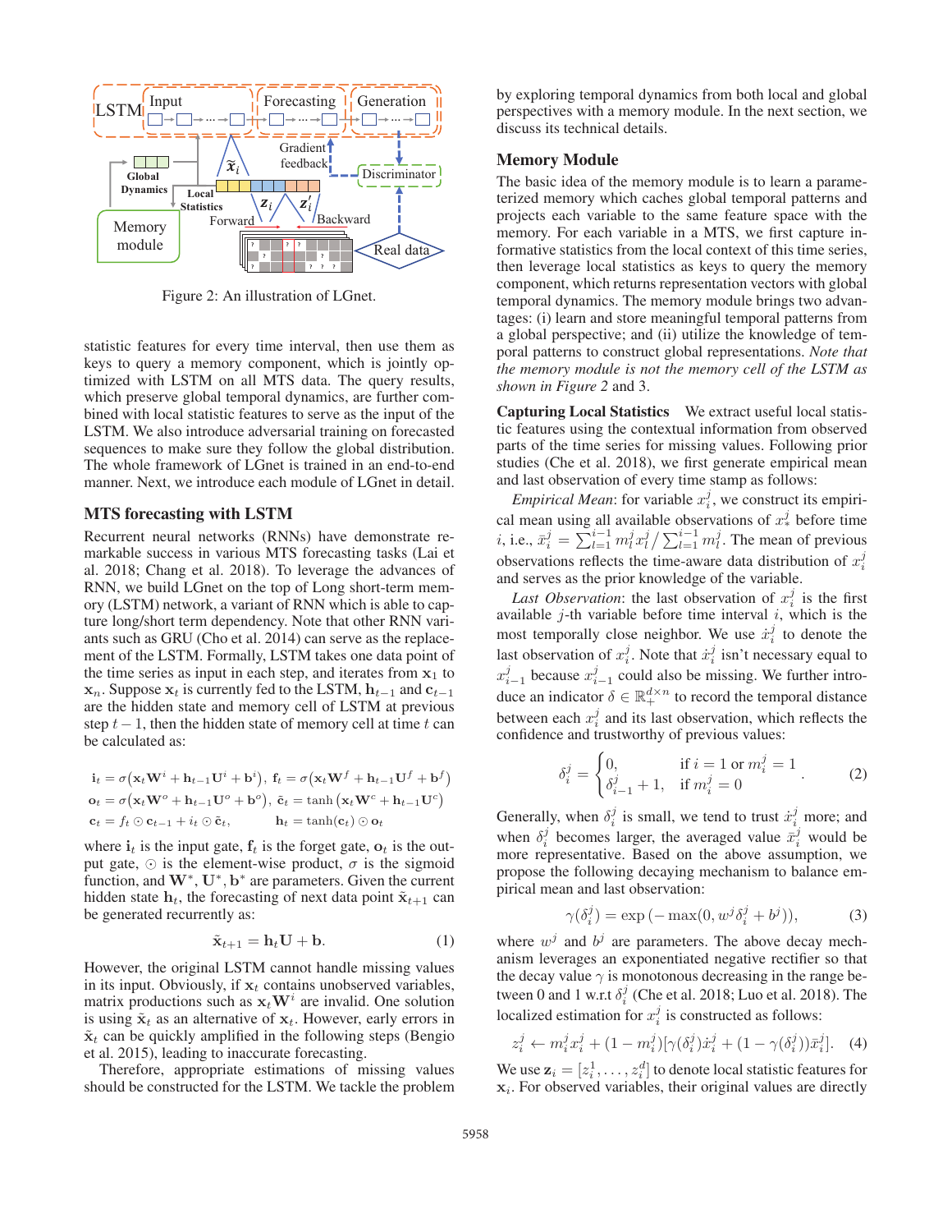Figure 2: An illustration of LGnet.

statistic features for every time interval, then use them as keys to query a memory component, which is jointly optimized with LSTM on all MTS data. The query results, which preserve global temporal dynamics, are further combined with local statistic features to serve as the input of the LSTM. We also introduce adversarial training on forecasted sequences to make sure they follow the global distribution. The whole framework of LGnet is trained in an end-to-end manner. Next, we introduce each module of LGnet in detail.

## MTS forecasting with LSTM

Recurrent neural networks (RNNs) have demonstrate remarkable success in various MTS forecasting tasks (Lai et al. 2018; Chang et al. 2018). To leverage the advances of RNN, we build LGnet on the top of Long short-term memory (LSTM) network, a variant of RNN which is able to capture long/short term dependency. Note that other RNN variants such as GRU (Cho et al. 2014) can serve as the replacement of the LSTM. Formally, LSTM takes one data point of the time series as input in each step, and iterates from $\mathbf{x}_1$ to $\mathbf{x}_n$. Suppose $\mathbf{x}_t$ is currently fed to the LSTM, $\mathbf{h}_{t-1}$ and $\mathbf{c}_{t-1}$ are the hidden state and memory cell of LSTM at previous step $t-1$, then the hidden state of memory cell at time $t$ can be calculated as:

$$
\begin{aligned}
&\mathbf{i}_t = \sigma\left(\mathbf{x}_t\mathbf{W}^i + \mathbf{h}_{t-1}\mathbf{U}^i + \mathbf{b}^i\right),\ \mathbf{f}_t = \sigma\left(\mathbf{x}_t\mathbf{W}^f + \mathbf{h}_{t-1}\mathbf{U}^f + \mathbf{b}^f\right)\\
&\mathbf{o}_t = \sigma\left(\mathbf{x}_t\mathbf{W}^o + \mathbf{h}_{t-1}\mathbf{U}^o + \mathbf{b}^o\right),\ \tilde{\mathbf{c}}_t = \tanh\left(\mathbf{x}_t\mathbf{W}^c + \mathbf{h}_{t-1}\mathbf{U}^c\right)\\
&\mathbf{c}_t = f_t \odot \mathbf{c}_{t-1} + i_t \odot \tilde{\mathbf{c}}_t, \qquad \mathbf{h}_t = \tanh(\mathbf{c}_t) \odot \mathbf{o}_t
\end{aligned}
$$

where $\mathbf{i}_t$ is the input gate, $\mathbf{f}_t$ is the forget gate, $\mathbf{o}_t$ is the output gate, $\odot$ is the element-wise product, $\sigma$ is the sigmoid function, and $\mathbf{W}^*, \mathbf{U}^*, \mathbf{b}^*$ are parameters. Given the current hidden state $\mathbf{h}_t$, the forecasting of next data point $\tilde{\mathbf{x}}_{t+1}$ can be generated recurrently as:

$$
\tilde{\mathbf{x}}_{t+1} = \mathbf{h}_t\mathbf{U} + \mathbf{b}. \tag{1}
$$

However, the original LSTM cannot handle missing values in its input. Obviously, if $\mathbf{x}_t$ contains unobserved variables, matrix productions such as $\mathbf{x}_t\mathbf{W}^i$ are invalid. One solution is using $\tilde{\mathbf{x}}_t$ as an alternative of $\mathbf{x}_t$. However, early errors in $\tilde{\mathbf{x}}_t$ can be quickly amplified in the following steps (Bengio et al. 2015), leading to inaccurate forecasting.

Therefore, appropriate estimations of missing values should be constructed for the LSTM. We tackle the problem by exploring temporal dynamics from both local and global perspectives with a memory module. In the next section, we discuss its technical details.

## Memory Module

The basic idea of the memory module is to learn a parameterized memory which caches global temporal patterns and projects each variable to the same feature space with the memory. For each variable in a MTS, we first capture informative statistics from the local context of this time series, then leverage local statistics as keys to query the memory component, which returns representation vectors with global temporal dynamics. The memory module brings two advantages: (i) learn and store meaningful temporal patterns from a global perspective; and (ii) utilize the knowledge of temporal patterns to construct global representations. *Note that the memory module is not the memory cell of the LSTM as shown in Figure 2* and 3.

**Capturing Local Statistics** We extract useful local statistic features using the contextual information from observed parts of the time series for missing values. Following prior studies (Che et al. 2018), we first generate empirical mean and last observation of every time stamp as follows:

*Empirical Mean*: for variable $x_i^j$, we construct its empirical mean using all available observations of $x_*^j$ before time $i$, i.e., $\bar{x}_i^j = \sum_{l=1}^{i-1} m_l^j x_l^j / \sum_{l=1}^{i-1} m_l^j$. The mean of previous observations reflects the time-aware data distribution of $x_i^j$ and serves as the prior knowledge of the variable.

*Last Observation*: the last observation of $x_i^j$ is the first available $j$-th variable before time interval $i$, which is the most temporally close neighbor. We use $\dot{x}_i^j$ to denote the last observation of $x_i^j$. Note that $\dot{x}_i^j$ isn't necessary equal to $x_{i-1}^j$ because $x_{i-1}^j$ could also be missing. We further introduce an indicator $\delta \in \mathbb{R}_+^{d\times n}$ to record the temporal distance between each $x_i^j$ and its last observation, which reflects the confidence and trustworthy of previous values:

$$
\delta_i^j = \begin{cases} 0, & \text{if } i = 1 \text{ or } m_i^j = 1 \\ \delta_{i-1}^j + 1, & \text{if } m_i^j = 0 \end{cases}. \tag{2}
$$

Generally, when $\delta_i^j$ is small, we tend to trust $\dot{x}_i^j$ more; and when $\delta_i^j$ becomes larger, the averaged value $\bar{x}_i^j$ would be more representative. Based on the above assumption, we propose the following decaying mechanism to balance empirical mean and last observation:

$$
\gamma(\delta_i^j) = \exp\left(-\max(0, w^j\delta_i^j + b^j)\right), \tag{3}
$$

where $w^j$ and $b^j$ are parameters. The above decay mechanism leverages an exponentiated negative rectifier so that the decay value $\gamma$ is monotonous decreasing in the range between 0 and 1 w.r.t $\delta_i^j$ (Che et al. 2018; Luo et al. 2018). The localized estimation for $x_i^j$ is constructed as follows:

$$
z_i^j \leftarrow m_i^j x_i^j + (1 - m_i^j)[\gamma(\delta_i^j)\dot{x}_i^j + (1 - \gamma(\delta_i^j))\bar{x}_i^j]. \tag{4}
$$

We use $\mathbf{z}_i = [z_i^1, \ldots, z_i^d]$ to denote local statistic features for $\mathbf{x}_i$. For observed variables, their original values are directly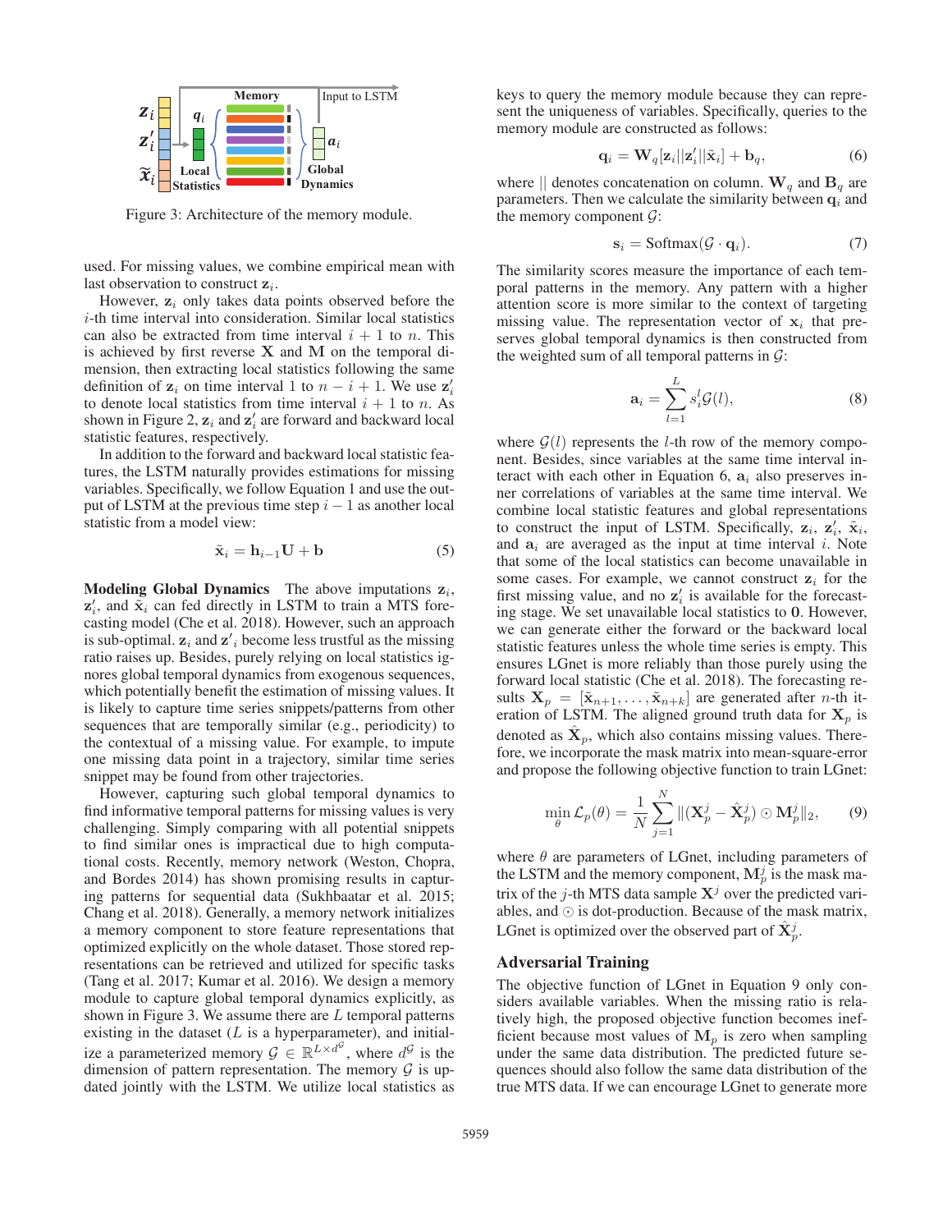Figure 3: Architecture of the memory module.

used. For missing values, we combine empirical mean with last observation to construct $\mathbf{z}_i$.

However, $\mathbf{z}_i$ only takes data points observed before the $i$-th time interval into consideration. Similar local statistics can also be extracted from time interval $i+1$ to $n$. This is achieved by first reverse $\mathbf{X}$ and $\mathbf{M}$ on the temporal dimension, then extracting local statistics following the same definition of $\mathbf{z}_i$ on time interval 1 to $n-i+1$. We use $\mathbf{z}'_i$ to denote local statistics from time interval $i+1$ to $n$. As shown in Figure 2, $\mathbf{z}_i$ and $\mathbf{z}'_i$ are forward and backward local statistic features, respectively.

In addition to the forward and backward local statistic features, the LSTM naturally provides estimations for missing variables. Specifically, we follow Equation 1 and use the output of LSTM at the previous time step $i-1$ as another local statistic from a model view:

$$\tilde{\mathbf{x}}_i = \mathbf{h}_{i-1}\mathbf{U} + \mathbf{b} \tag{5}$$

**Modeling Global Dynamics** The above imputations $\mathbf{z}_i$, $\mathbf{z}'_i$, and $\tilde{\mathbf{x}}_i$ can fed directly in LSTM to train a MTS forecasting model (Che et al. 2018). However, such an approach is sub-optimal. $\mathbf{z}_i$ and $\mathbf{z}'_i$ become less trustful as the missing ratio raises up. Besides, purely relying on local statistics ignores global temporal dynamics from exogenous sequences, which potentially benefit the estimation of missing values. It is likely to capture time series snippets/patterns from other sequences that are temporally similar (e.g., periodicity) to the contextual of a missing value. For example, to impute one missing data point in a trajectory, similar time series snippet may be found from other trajectories.

However, capturing such global temporal dynamics to find informative temporal patterns for missing values is very challenging. Simply comparing with all potential snippets to find similar ones is impractical due to high computational costs. Recently, memory network (Weston, Chopra, and Bordes 2014) has shown promising results in capturing patterns for sequential data (Sukhbaatar et al. 2015; Chang et al. 2018). Generally, a memory network initializes a memory component to store feature representations that optimized explicitly on the whole dataset. Those stored representations can be retrieved and utilized for specific tasks (Tang et al. 2017; Kumar et al. 2016). We design a memory module to capture global temporal dynamics explicitly, as shown in Figure 3. We assume there are $L$ temporal patterns existing in the dataset ($L$ is a hyperparameter), and initialize a parameterized memory $\mathcal{G} \in \mathbb{R}^{L \times d^{\mathcal{G}}}$, where $d^{\mathcal{G}}$ is the dimension of pattern representation. The memory $\mathcal{G}$ is updated jointly with the LSTM. We utilize local statistics as keys to query the memory module because they can represent the uniqueness of variables. Specifically, queries to the memory module are constructed as follows:

$$\mathbf{q}_i = \mathbf{W}_q[\mathbf{z}_i||\mathbf{z}'_i||\tilde{\mathbf{x}}_i] + \mathbf{b}_q, \tag{6}$$

where $||$ denotes concatenation on column. $\mathbf{W}_q$ and $\mathbf{B}_q$ are parameters. Then we calculate the similarity between $\mathbf{q}_i$ and the memory component $\mathcal{G}$:

$$\mathbf{s}_i = \text{Softmax}(\mathcal{G} \cdot \mathbf{q}_i). \tag{7}$$

The similarity scores measure the importance of each temporal patterns in the memory. Any pattern with a higher attention score is more similar to the context of targeting missing value. The representation vector of $\mathbf{x}_i$ that preserves global temporal dynamics is then constructed from the weighted sum of all temporal patterns in $\mathcal{G}$:

$$\mathbf{a}_i = \sum_{l=1}^{L} s_i^l \mathcal{G}(l), \tag{8}$$

where $\mathcal{G}(l)$ represents the $l$-th row of the memory component. Besides, since variables at the same time interval interact with each other in Equation 6, $\mathbf{a}_i$ also preserves inner correlations of variables at the same time interval. We combine local statistic features and global representations to construct the input of LSTM. Specifically, $\mathbf{z}_i$, $\mathbf{z}'_i$, $\tilde{\mathbf{x}}_i$, and $\mathbf{a}_i$ are averaged as the input at time interval $i$. Note that some of the local statistics can become unavailable in some cases. For example, we cannot construct $\mathbf{z}_i$ for the first missing value, and no $\mathbf{z}'_i$ is available for the forecasting stage. We set unavailable local statistics to $\mathbf{0}$. However, we can generate either the forward or the backward local statistic features unless the whole time series is empty. This ensures LGnet is more reliably than those purely using the forward local statistic (Che et al. 2018). The forecasting results $\mathbf{X}_p = [\tilde{\mathbf{x}}_{n+1}, \ldots, \tilde{\mathbf{x}}_{n+k}]$ are generated after $n$-th iteration of LSTM. The aligned ground truth data for $\mathbf{X}_p$ is denoted as $\hat{\mathbf{X}}_p$, which also contains missing values. Therefore, we incorporate the mask matrix into mean-square-error and propose the following objective function to train LGnet:

$$\min_{\theta} \mathcal{L}_p(\theta) = \frac{1}{N}\sum_{j=1}^{N} \|(\mathbf{X}_p^j - \hat{\mathbf{X}}_p^j) \odot \mathbf{M}_p^j\|_2, \tag{9}$$

where $\theta$ are parameters of LGnet, including parameters of the LSTM and the memory component, $\mathbf{M}_p^j$ is the mask matrix of the $j$-th MTS data sample $\mathbf{X}^j$ over the predicted variables, and $\odot$ is dot-production. Because of the mask matrix, LGnet is optimized over the observed part of $\hat{\mathbf{X}}_p^j$.

## Adversarial Training

The objective function of LGnet in Equation 9 only considers available variables. When the missing ratio is relatively high, the proposed objective function becomes inefficient because most values of $\mathbf{M}_p$ is zero when sampling under the same data distribution. The predicted future sequences should also follow the same data distribution of the true MTS data. If we can encourage LGnet to generate more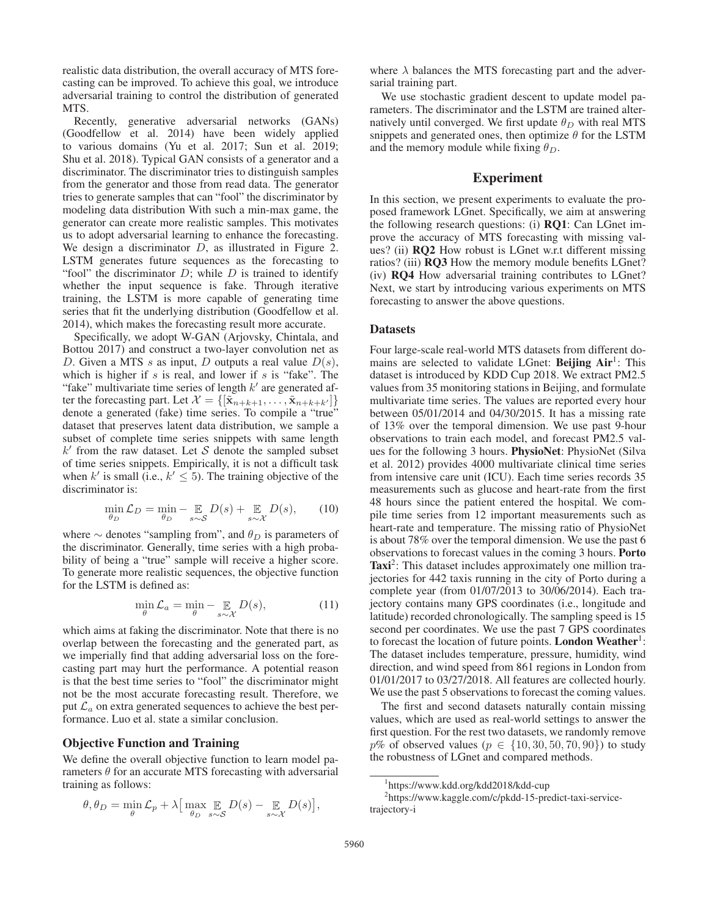realistic data distribution, the overall accuracy of MTS forecasting can be improved. To achieve this goal, we introduce adversarial training to control the distribution of generated MTS.

Recently, generative adversarial networks (GANs) (Goodfellow et al. 2014) have been widely applied to various domains (Yu et al. 2017; Sun et al. 2019; Shu et al. 2018). Typical GAN consists of a generator and a discriminator. The discriminator tries to distinguish samples from the generator and those from read data. The generator tries to generate samples that can "fool" the discriminator by modeling data distribution With such a min-max game, the generator can create more realistic samples. This motivates us to adopt adversarial learning to enhance the forecasting. We design a discriminator $D$, as illustrated in Figure 2. LSTM generates future sequences as the forecasting to "fool" the discriminator $D$; while $D$ is trained to identify whether the input sequence is fake. Through iterative training, the LSTM is more capable of generating time series that fit the underlying distribution (Goodfellow et al. 2014), which makes the forecasting result more accurate.

Specifically, we adopt W-GAN (Arjovsky, Chintala, and Bottou 2017) and construct a two-layer convolution net as $D$. Given a MTS $s$ as input, $D$ outputs a real value $D(s)$, which is higher if $s$ is real, and lower if $s$ is "fake". The "fake" multivariate time series of length $k'$ are generated after the forecasting part. Let $\mathcal{X} = \{[\tilde{\mathbf{x}}_{n+k+1}, \ldots, \tilde{\mathbf{x}}_{n+k+k'}]\}$ denote a generated (fake) time series. To compile a "true" dataset that preserves latent data distribution, we sample a subset of complete time series snippets with same length $k'$ from the raw dataset. Let $\mathcal{S}$ denote the sampled subset of time series snippets. Empirically, it is not a difficult task when $k'$ is small (i.e., $k' \leq 5$). The training objective of the discriminator is:

$$\min_{\theta_D} \mathcal{L}_D = \min_{\theta_D} - \mathop{\mathbb{E}}_{s \sim \mathcal{S}} D(s) + \mathop{\mathbb{E}}_{s \sim \mathcal{X}} D(s), \tag{10}$$

where $\sim$ denotes "sampling from", and $\theta_D$ is parameters of the discriminator. Generally, time series with a high probability of being a "true" sample will receive a higher score. To generate more realistic sequences, the objective function for the LSTM is defined as:

$$\min_{\theta} \mathcal{L}_a = \min_{\theta} - \mathop{\mathbb{E}}_{s \sim \mathcal{X}} D(s), \tag{11}$$

which aims at faking the discriminator. Note that there is no overlap between the forecasting and the generated part, as we imperially find that adding adversarial loss on the forecasting part may hurt the performance. A potential reason is that the best time series to "fool" the discriminator might not be the most accurate forecasting result. Therefore, we put $\mathcal{L}_a$ on extra generated sequences to achieve the best performance. Luo et al. state a similar conclusion.

### Objective Function and Training

We define the overall objective function to learn model parameters $\theta$ for an accurate MTS forecasting with adversarial training as follows:

$$\theta, \theta_D = \min_{\theta} \mathcal{L}_p + \lambda \big[ \max_{\theta_D} \mathop{\mathbb{E}}_{s \sim \mathcal{S}} D(s) - \mathop{\mathbb{E}}_{s \sim \mathcal{X}} D(s) \big],$$

where $\lambda$ balances the MTS forecasting part and the adversarial training part.

We use stochastic gradient descent to update model parameters. The discriminator and the LSTM are trained alternatively until converged. We first update $\theta_D$ with real MTS snippets and generated ones, then optimize $\theta$ for the LSTM and the memory module while fixing $\theta_D$.

## Experiment

In this section, we present experiments to evaluate the proposed framework LGnet. Specifically, we aim at answering the following research questions: (i) **RQ1**: Can LGnet improve the accuracy of MTS forecasting with missing values? (ii) **RQ2** How robust is LGnet w.r.t different missing ratios? (iii) **RQ3** How the memory module benefits LGnet? (iv) **RQ4** How adversarial training contributes to LGnet? Next, we start by introducing various experiments on MTS forecasting to answer the above questions.

### Datasets

Four large-scale real-world MTS datasets from different domains are selected to validate LGnet: **Beijing Air**[1]: This dataset is introduced by KDD Cup 2018. We extract PM2.5 values from 35 monitoring stations in Beijing, and formulate multivariate time series. The values are reported every hour between 05/01/2014 and 04/30/2015. It has a missing rate of 13% over the temporal dimension. We use past 9-hour observations to train each model, and forecast PM2.5 values for the following 3 hours. **PhysioNet**: PhysioNet (Silva et al. 2012) provides 4000 multivariate clinical time series from intensive care unit (ICU). Each time series records 35 measurements such as glucose and heart-rate from the first 48 hours since the patient entered the hospital. We compile time series from 12 important measurements such as heart-rate and temperature. The missing ratio of PhysioNet is about 78% over the temporal dimension. We use the past 6 observations to forecast values in the coming 3 hours. **Porto Taxi**[2]: This dataset includes approximately one million trajectories for 442 taxis running in the city of Porto during a complete year (from 01/07/2013 to 30/06/2014). Each trajectory contains many GPS coordinates (i.e., longitude and latitude) recorded chronologically. The sampling speed is 15 second per coordinates. We use the past 7 GPS coordinates to forecast the location of future points. **London Weather**[1]: The dataset includes temperature, pressure, humidity, wind direction, and wind speed from 861 regions in London from 01/01/2017 to 03/27/2018. All features are collected hourly. We use the past 5 observations to forecast the coming values.

The first and second datasets naturally contain missing values, which are used as real-world settings to answer the first question. For the rest two datasets, we randomly remove $p$% of observed values ($p \in \{10, 30, 50, 70, 90\}$) to study the robustness of LGnet and compared methods.

[1] https://www.kdd.org/kdd2018/kdd-cup

[2] https://www.kaggle.com/c/pkdd-15-predict-taxi-service-trajectory-i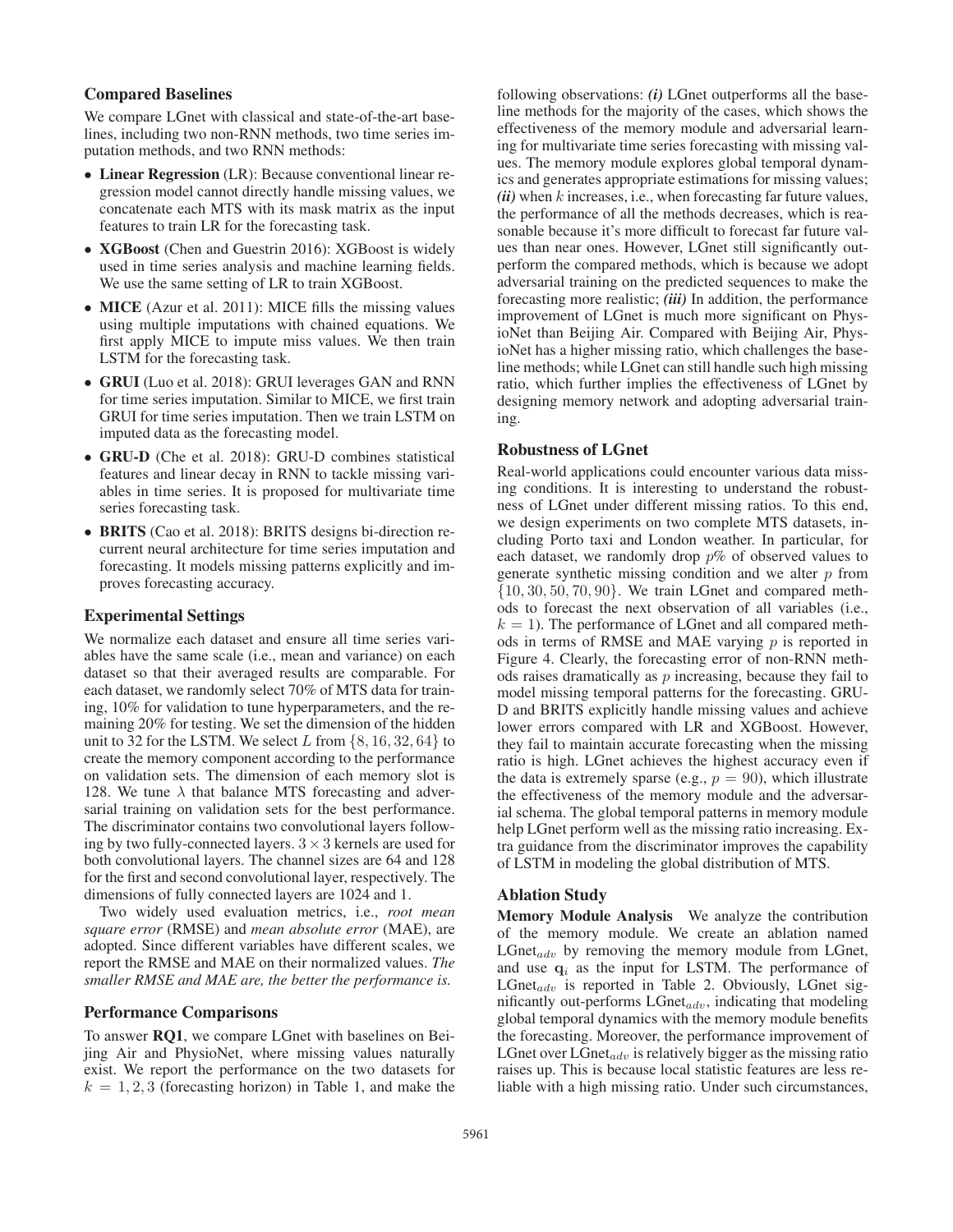### Compared Baselines

We compare LGnet with classical and state-of-the-art baselines, including two non-RNN methods, two time series imputation methods, and two RNN methods:

- **Linear Regression** (LR): Because conventional linear regression model cannot directly handle missing values, we concatenate each MTS with its mask matrix as the input features to train LR for the forecasting task.
- **XGBoost** (Chen and Guestrin 2016): XGBoost is widely used in time series analysis and machine learning fields. We use the same setting of LR to train XGBoost.
- **MICE** (Azur et al. 2011): MICE fills the missing values using multiple imputations with chained equations. We first apply MICE to impute miss values. We then train LSTM for the forecasting task.
- **GRUI** (Luo et al. 2018): GRUI leverages GAN and RNN for time series imputation. Similar to MICE, we first train GRUI for time series imputation. Then we train LSTM on imputed data as the forecasting model.
- **GRU-D** (Che et al. 2018): GRU-D combines statistical features and linear decay in RNN to tackle missing variables in time series. It is proposed for multivariate time series forecasting task.
- **BRITS** (Cao et al. 2018): BRITS designs bi-direction recurrent neural architecture for time series imputation and forecasting. It models missing patterns explicitly and improves forecasting accuracy.

### Experimental Settings

We normalize each dataset and ensure all time series variables have the same scale (i.e., mean and variance) on each dataset so that their averaged results are comparable. For each dataset, we randomly select 70% of MTS data for training, 10% for validation to tune hyperparameters, and the remaining 20% for testing. We set the dimension of the hidden unit to 32 for the LSTM. We select $L$ from $\{8, 16, 32, 64\}$ to create the memory component according to the performance on validation sets. The dimension of each memory slot is 128. We tune $\lambda$ that balance MTS forecasting and adversarial training on validation sets for the best performance. The discriminator contains two convolutional layers following by two fully-connected layers. $3 \times 3$ kernels are used for both convolutional layers. The channel sizes are 64 and 128 for the first and second convolutional layer, respectively. The dimensions of fully connected layers are 1024 and 1.

Two widely used evaluation metrics, i.e., *root mean square error* (RMSE) and *mean absolute error* (MAE), are adopted. Since different variables have different scales, we report the RMSE and MAE on their normalized values. *The smaller RMSE and MAE are, the better the performance is.*

### Performance Comparisons

To answer **RQ1**, we compare LGnet with baselines on Beijing Air and PhysioNet, where missing values naturally exist. We report the performance on the two datasets for $k = 1, 2, 3$ (forecasting horizon) in Table 1, and make the following observations: ***(i)*** LGnet outperforms all the baseline methods for the majority of the cases, which shows the effectiveness of the memory module and adversarial learning for multivariate time series forecasting with missing values. The memory module explores global temporal dynamics and generates appropriate estimations for missing values; ***(ii)*** when $k$ increases, i.e., when forecasting far future values, the performance of all the methods decreases, which is reasonable because it's more difficult to forecast far future values than near ones. However, LGnet still significantly outperform the compared methods, which is because we adopt adversarial training on the predicted sequences to make the forecasting more realistic; ***(iii)*** In addition, the performance improvement of LGnet is much more significant on PhysioNet than Beijing Air. Compared with Beijing Air, PhysioNet has a higher missing ratio, which challenges the baseline methods; while LGnet can still handle such high missing ratio, which further implies the effectiveness of LGnet by designing memory network and adopting adversarial training.

### Robustness of LGnet

Real-world applications could encounter various data missing conditions. It is interesting to understand the robustness of LGnet under different missing ratios. To this end, we design experiments on two complete MTS datasets, including Porto taxi and London weather. In particular, for each dataset, we randomly drop $p$% of observed values to generate synthetic missing condition and we alter $p$ from $\{10, 30, 50, 70, 90\}$. We train LGnet and compared methods to forecast the next observation of all variables (i.e., $k = 1$). The performance of LGnet and all compared methods in terms of RMSE and MAE varying $p$ is reported in Figure 4. Clearly, the forecasting error of non-RNN methods raises dramatically as $p$ increasing, because they fail to model missing temporal patterns for the forecasting. GRU-D and BRITS explicitly handle missing values and achieve lower errors compared with LR and XGBoost. However, they fail to maintain accurate forecasting when the missing ratio is high. LGnet achieves the highest accuracy even if the data is extremely sparse (e.g., $p = 90$), which illustrate the effectiveness of the memory module and the adversarial schema. The global temporal patterns in memory module help LGnet perform well as the missing ratio increasing. Extra guidance from the discriminator improves the capability of LSTM in modeling the global distribution of MTS.

### Ablation Study

**Memory Module Analysis** We analyze the contribution of the memory module. We create an ablation named $\text{LGnet}_{adv}$ by removing the memory module from LGnet, and use $\mathbf{q}_i$ as the input for LSTM. The performance of $\text{LGnet}_{adv}$ is reported in Table 2. Obviously, LGnet significantly out-performs $\text{LGnet}_{adv}$, indicating that modeling global temporal dynamics with the memory module benefits the forecasting. Moreover, the performance improvement of LGnet over $\text{LGnet}_{adv}$ is relatively bigger as the missing ratio raises up. This is because local statistic features are less reliable with a high missing ratio. Under such circumstances,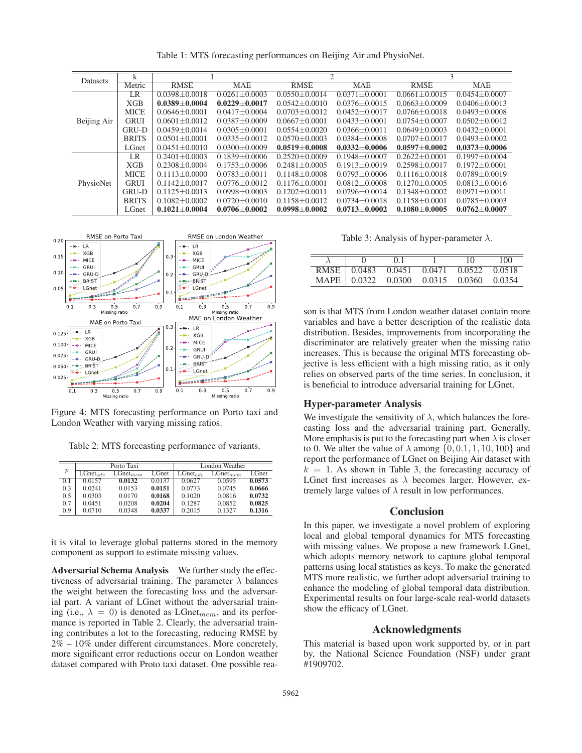Table 1: MTS forecasting performances on Beijing Air and PhysioNet.

| Datasets | k | 1 | | 2 | | 3 | |
|---|---|---|---|---|---|---|---|
| | Metric | RMSE | MAE | RMSE | MAE | RMSE | MAE |
| Beijing Air | LR | 0.0398±0.0018 | 0.0261±0.0003 | 0.0550±0.0014 | 0.0371±0.0001 | 0.0661±0.0015 | 0.0454±0.0007 |
| | XGB | **0.0389±0.0004** | **0.0229±0.0017** | 0.0542±0.0010 | 0.0376±0.0015 | 0.0663±0.0009 | 0.0406±0.0013 |
| | MICE | 0.0646±0.0001 | 0.0417±0.0004 | 0.0703±0.0012 | 0.0452±0.0017 | 0.0766±0.0018 | 0.0493±0.0008 |
| | GRUI | 0.0601±0.0012 | 0.0387±0.0009 | 0.0667±0.0001 | 0.0433±0.0001 | 0.0754±0.0007 | 0.0502±0.0012 |
| | GRU-D | 0.0459±0.0014 | 0.0305±0.0001 | 0.0554±0.0020 | 0.0366±0.0011 | 0.0649±0.0003 | 0.0432±0.0001 |
| | BRITS | 0.0501±0.0001 | 0.0335±0.0012 | 0.0570±0.0003 | 0.0384±0.0008 | 0.0707±0.0017 | 0.0493±0.0002 |
| | LGnet | 0.0451±0.0010 | 0.0300±0.0009 | **0.0519±0.0008** | **0.0332±0.0006** | **0.0597±0.0002** | **0.0373±0.0006** |
| PhysioNet | LR | 0.2401±0.0003 | 0.1839±0.0006 | 0.2520±0.0009 | 0.1948±0.0007 | 0.2622±0.0001 | 0.1997±0.0004 |
| | XGB | 0.2308±0.0004 | 0.1753±0.0006 | 0.2481±0.0005 | 0.1913±0.0019 | 0.2598±0.0017 | 0.1972±0.0001 |
| | MICE | 0.1113±0.0000 | 0.0783±0.0011 | 0.1148±0.0008 | 0.0793±0.0006 | 0.1116±0.0018 | 0.0789±0.0019 |
| | GRUI | 0.1142±0.0017 | 0.0776±0.0012 | 0.1176±0.0001 | 0.0812±0.0008 | 0.1270±0.0005 | 0.0813±0.0016 |
| | GRU-D | 0.1125±0.0013 | 0.0998±0.0003 | 0.1202±0.0011 | 0.0796±0.0014 | 0.1348±0.0002 | 0.0971±0.0011 |
| | BRITS | 0.1082±0.0002 | 0.0720±0.0010 | 0.1158±0.0012 | 0.0734±0.0018 | 0.1158±0.0001 | 0.0785±0.0003 |
| | LGnet | **0.1021±0.0004** | **0.0706±0.0002** | **0.0998±0.0002** | **0.0713±0.0002** | **0.1080±0.0005** | **0.0762±0.0007** |

Figure 4: MTS forecasting performance on Porto taxi and London Weather with varying missing ratios.

Table 2: MTS forecasting performance of variants.

| $p$ | Porto Taxi | | | London Weather | | |
|---|---|---|---|---|---|---|
| | LGnet$_{adv}$ | LGnet$_{mem}$ | LGnet | LGnet$_{adv}$ | LGnet$_{mem}$ | LGnet |
| 0.1 | 0.0157 | **0.0132** | 0.0137 | 0.0627 | 0.0595 | **0.0573** |
| 0.3 | 0.0241 | 0.0153 | **0.0151** | 0.0773 | 0.0745 | **0.0666** |
| 0.5 | 0.0303 | 0.0170 | **0.0168** | 0.1020 | 0.0816 | **0.0732** |
| 0.7 | 0.0451 | 0.0208 | **0.0204** | 0.1287 | 0.0852 | **0.0825** |
| 0.9 | 0.0710 | 0.0348 | **0.0337** | 0.2015 | 0.1327 | **0.1316** |

it is vital to leverage global patterns stored in the memory component as support to estimate missing values.

**Adversarial Schema Analysis** We further study the effectiveness of adversarial training. The parameter $\lambda$ balances the weight between the forecasting loss and the adversarial part. A variant of LGnet without the adversarial training (i.e., $\lambda = 0$) is denoted as LGnet$_{mem}$, and its performance is reported in Table 2. Clearly, the adversarial training contributes a lot to the forecasting, reducing RMSE by 2% – 10% under different circumstances. More concretely, more significant error reductions occur on London weather dataset compared with Proto taxi dataset. One possible reason is that MTS from London weather dataset contain more variables and have a better description of the realistic data distribution. Besides, improvements from incorporating the discriminator are relatively greater when the missing ratio increases. This is because the original MTS forecasting objective is less efficient with a high missing ratio, as it only relies on observed parts of the time series. In conclusion, it is beneficial to introduce adversarial training for LGnet.

Table 3: Analysis of hyper-parameter $\lambda$.

| $\lambda$ | 0 | 0.1 | 1 | 10 | 100 |
|---|---|---|---|---|---|
| RMSE | 0.0483 | 0.0451 | 0.0471 | 0.0522 | 0.0518 |
| MAPE | 0.0322 | 0.0300 | 0.0315 | 0.0360 | 0.0354 |

## Hyper-parameter Analysis

We investigate the sensitivity of $\lambda$, which balances the forecasting loss and the adversarial training part. Generally, More emphasis is put to the forecasting part when $\lambda$ is closer to 0. We alter the value of $\lambda$ among $\{0, 0.1, 1, 10, 100\}$ and report the performance of LGnet on Beijing Air dataset with $k = 1$. As shown in Table 3, the forecasting accuracy of LGnet first increases as $\lambda$ becomes larger. However, extremely large values of $\lambda$ result in low performances.

## Conclusion

In this paper, we investigate a novel problem of exploring local and global temporal dynamics for MTS forecasting with missing values. We propose a new framework LGnet, which adopts memory network to capture global temporal patterns using local statistics as keys. To make the generated MTS more realistic, we further adopt adversarial training to enhance the modeling of global temporal data distribution. Experimental results on four large-scale real-world datasets show the efficacy of LGnet.

## Acknowledgments

This material is based upon work supported by, or in part by, the National Science Foundation (NSF) under grant #1909702.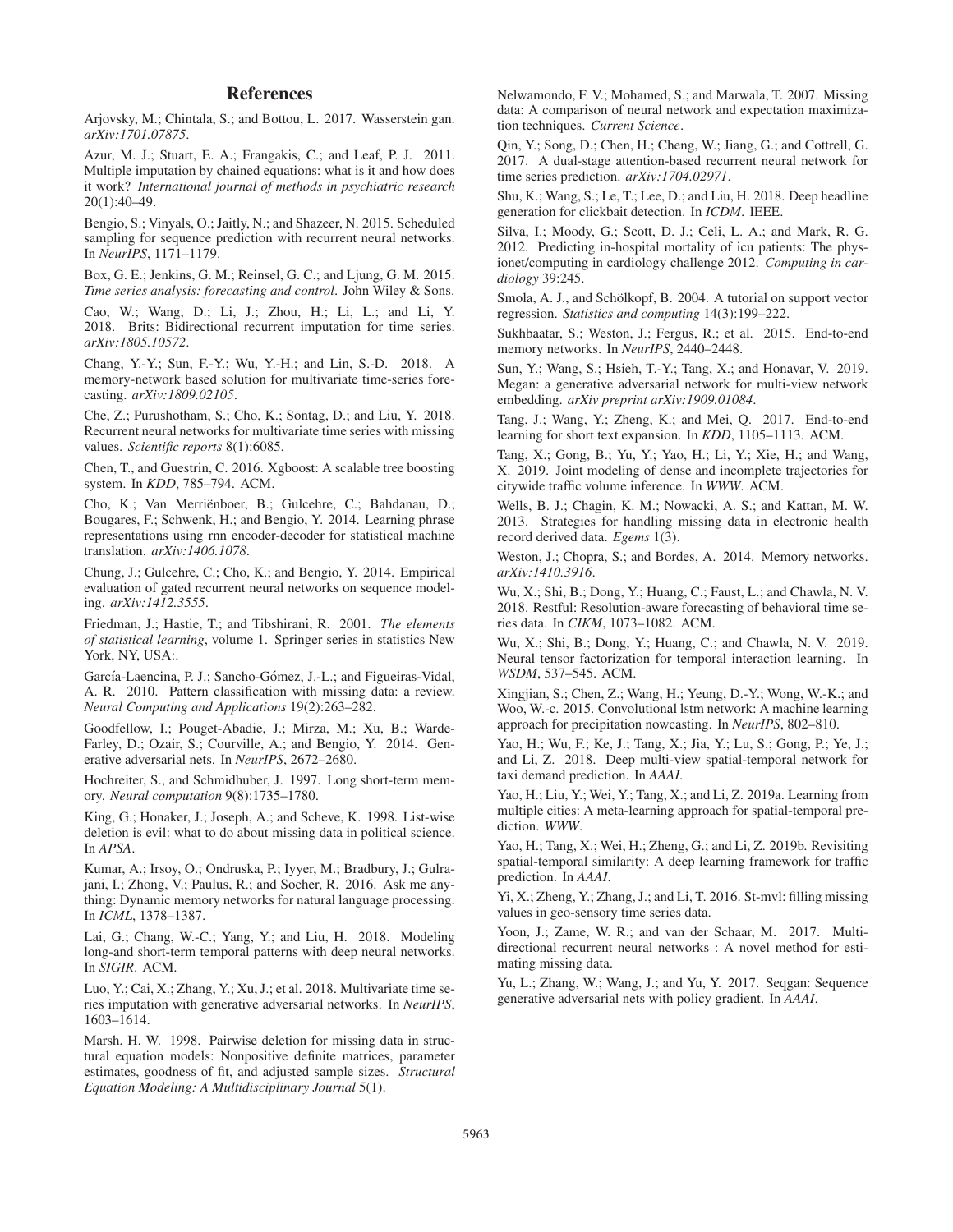## References

Arjovsky, M.; Chintala, S.; and Bottou, L. 2017. Wasserstein gan. *arXiv:1701.07875*.

Azur, M. J.; Stuart, E. A.; Frangakis, C.; and Leaf, P. J. 2011. Multiple imputation by chained equations: what is it and how does it work? *International journal of methods in psychiatric research* 20(1):40–49.

Bengio, S.; Vinyals, O.; Jaitly, N.; and Shazeer, N. 2015. Scheduled sampling for sequence prediction with recurrent neural networks. In *NeurIPS*, 1171–1179.

Box, G. E.; Jenkins, G. M.; Reinsel, G. C.; and Ljung, G. M. 2015. *Time series analysis: forecasting and control*. John Wiley & Sons.

Cao, W.; Wang, D.; Li, J.; Zhou, H.; Li, L.; and Li, Y. 2018. Brits: Bidirectional recurrent imputation for time series. *arXiv:1805.10572*.

Chang, Y.-Y.; Sun, F.-Y.; Wu, Y.-H.; and Lin, S.-D. 2018. A memory-network based solution for multivariate time-series forecasting. *arXiv:1809.02105*.

Che, Z.; Purushotham, S.; Cho, K.; Sontag, D.; and Liu, Y. 2018. Recurrent neural networks for multivariate time series with missing values. *Scientific reports* 8(1):6085.

Chen, T., and Guestrin, C. 2016. Xgboost: A scalable tree boosting system. In *KDD*, 785–794. ACM.

Cho, K.; Van Merriënboer, B.; Gulcehre, C.; Bahdanau, D.; Bougares, F.; Schwenk, H.; and Bengio, Y. 2014. Learning phrase representations using rnn encoder-decoder for statistical machine translation. *arXiv:1406.1078*.

Chung, J.; Gulcehre, C.; Cho, K.; and Bengio, Y. 2014. Empirical evaluation of gated recurrent neural networks on sequence modeling. *arXiv:1412.3555*.

Friedman, J.; Hastie, T.; and Tibshirani, R. 2001. *The elements of statistical learning*, volume 1. Springer series in statistics New York, NY, USA:.

García-Laencina, P. J.; Sancho-Gómez, J.-L.; and Figueiras-Vidal, A. R. 2010. Pattern classification with missing data: a review. *Neural Computing and Applications* 19(2):263–282.

Goodfellow, I.; Pouget-Abadie, J.; Mirza, M.; Xu, B.; Warde-Farley, D.; Ozair, S.; Courville, A.; and Bengio, Y. 2014. Generative adversarial nets. In *NeurIPS*, 2672–2680.

Hochreiter, S., and Schmidhuber, J. 1997. Long short-term memory. *Neural computation* 9(8):1735–1780.

King, G.; Honaker, J.; Joseph, A.; and Scheve, K. 1998. List-wise deletion is evil: what to do about missing data in political science. In *APSA*.

Kumar, A.; Irsoy, O.; Ondruska, P.; Iyyer, M.; Bradbury, J.; Gulrajani, I.; Zhong, V.; Paulus, R.; and Socher, R. 2016. Ask me anything: Dynamic memory networks for natural language processing. In *ICML*, 1378–1387.

Lai, G.; Chang, W.-C.; Yang, Y.; and Liu, H. 2018. Modeling long-and short-term temporal patterns with deep neural networks. In *SIGIR*. ACM.

Luo, Y.; Cai, X.; Zhang, Y.; Xu, J.; et al. 2018. Multivariate time series imputation with generative adversarial networks. In *NeurIPS*, 1603–1614.

Marsh, H. W. 1998. Pairwise deletion for missing data in structural equation models: Nonpositive definite matrices, parameter estimates, goodness of fit, and adjusted sample sizes. *Structural Equation Modeling: A Multidisciplinary Journal* 5(1).

Nelwamondo, F. V.; Mohamed, S.; and Marwala, T. 2007. Missing data: A comparison of neural network and expectation maximization techniques. *Current Science*.

Qin, Y.; Song, D.; Chen, H.; Cheng, W.; Jiang, G.; and Cottrell, G. 2017. A dual-stage attention-based recurrent neural network for time series prediction. *arXiv:1704.02971*.

Shu, K.; Wang, S.; Le, T.; Lee, D.; and Liu, H. 2018. Deep headline generation for clickbait detection. In *ICDM*. IEEE.

Silva, I.; Moody, G.; Scott, D. J.; Celi, L. A.; and Mark, R. G. 2012. Predicting in-hospital mortality of icu patients: The physionet/computing in cardiology challenge 2012. *Computing in cardiology* 39:245.

Smola, A. J., and Schölkopf, B. 2004. A tutorial on support vector regression. *Statistics and computing* 14(3):199–222.

Sukhbaatar, S.; Weston, J.; Fergus, R.; et al. 2015. End-to-end memory networks. In *NeurIPS*, 2440–2448.

Sun, Y.; Wang, S.; Hsieh, T.-Y.; Tang, X.; and Honavar, V. 2019. Megan: a generative adversarial network for multi-view network embedding. *arXiv preprint arXiv:1909.01084*.

Tang, J.; Wang, Y.; Zheng, K.; and Mei, Q. 2017. End-to-end learning for short text expansion. In *KDD*, 1105–1113. ACM.

Tang, X.; Gong, B.; Yu, Y.; Yao, H.; Li, Y.; Xie, H.; and Wang, X. 2019. Joint modeling of dense and incomplete trajectories for citywide traffic volume inference. In *WWW*. ACM.

Wells, B. J.; Chagin, K. M.; Nowacki, A. S.; and Kattan, M. W. 2013. Strategies for handling missing data in electronic health record derived data. *Egems* 1(3).

Weston, J.; Chopra, S.; and Bordes, A. 2014. Memory networks. *arXiv:1410.3916*.

Wu, X.; Shi, B.; Dong, Y.; Huang, C.; Faust, L.; and Chawla, N. V. 2018. Restful: Resolution-aware forecasting of behavioral time series data. In *CIKM*, 1073–1082. ACM.

Wu, X.; Shi, B.; Dong, Y.; Huang, C.; and Chawla, N. V. 2019. Neural tensor factorization for temporal interaction learning. In *WSDM*, 537–545. ACM.

Xingjian, S.; Chen, Z.; Wang, H.; Yeung, D.-Y.; Wong, W.-K.; and Woo, W.-c. 2015. Convolutional lstm network: A machine learning approach for precipitation nowcasting. In *NeurIPS*, 802–810.

Yao, H.; Wu, F.; Ke, J.; Tang, X.; Jia, Y.; Lu, S.; Gong, P.; Ye, J.; and Li, Z. 2018. Deep multi-view spatial-temporal network for taxi demand prediction. In *AAAI*.

Yao, H.; Liu, Y.; Wei, Y.; Tang, X.; and Li, Z. 2019a. Learning from multiple cities: A meta-learning approach for spatial-temporal prediction. *WWW*.

Yao, H.; Tang, X.; Wei, H.; Zheng, G.; and Li, Z. 2019b. Revisiting spatial-temporal similarity: A deep learning framework for traffic prediction. In *AAAI*.

Yi, X.; Zheng, Y.; Zhang, J.; and Li, T. 2016. St-mvl: filling missing values in geo-sensory time series data.

Yoon, J.; Zame, W. R.; and van der Schaar, M. 2017. Multi-directional recurrent neural networks : A novel method for estimating missing data.

Yu, L.; Zhang, W.; Wang, J.; and Yu, Y. 2017. Seqgan: Sequence generative adversarial nets with policy gradient. In *AAAI*.